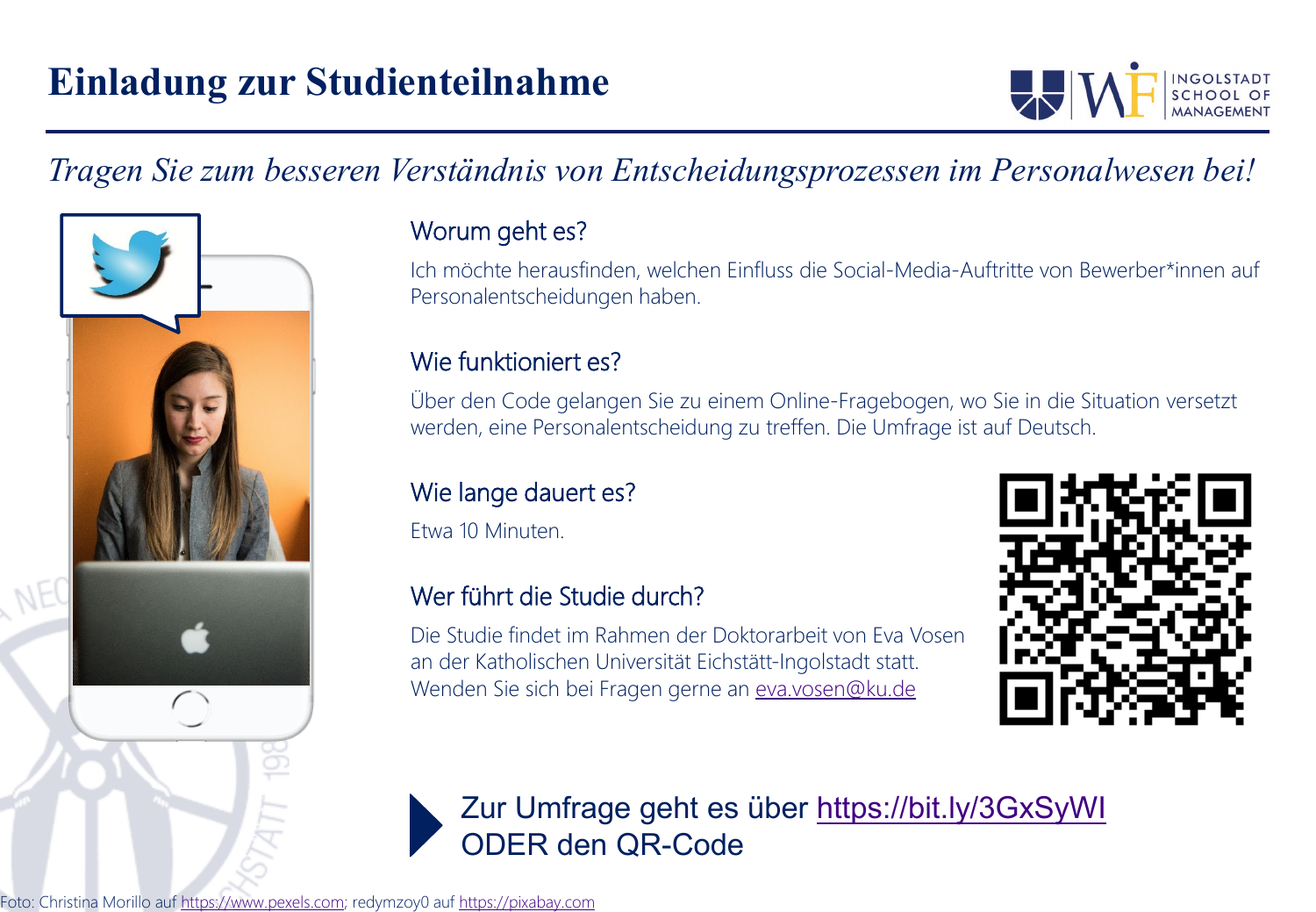# Einladung zur Studienteilnahme

*Tragen Sie zum besseren Verständnis von Entscheidungsprozessen im Personalwesen bei!*

## Worum geht es?

Ich möchte herausfinden, welchen Einfluss die Social-Media-Auftritte von Bewerber*innen auf Personalentscheidungen haben.

## Wie funktioniert es?

Über den Code gelangen Sie zu einem Online-Fragebogen, wo Sie in die Situation versetzt werden, eine Personalentscheidung zu treffen. Die Umfrage ist auf Deutsch.

## Wie lange dauert es?

Etwa 10 Minuten.

## Wer führt die Studie durch?

Die Studie findet im Rahmen der Doktorarbeit von Eva Vosen an der Katholischen Universität Eichstätt-Ingolstadt statt. Wenden Sie sich bei Fragen gerne an eva.vosen@ku.de

Zur Umfrage geht es über https://bit.ly/3GxSyWI
ODER den QR-Code

Foto: Christina Morillo auf https://www.pexels.com; redymzoy0 auf https://pixabay.com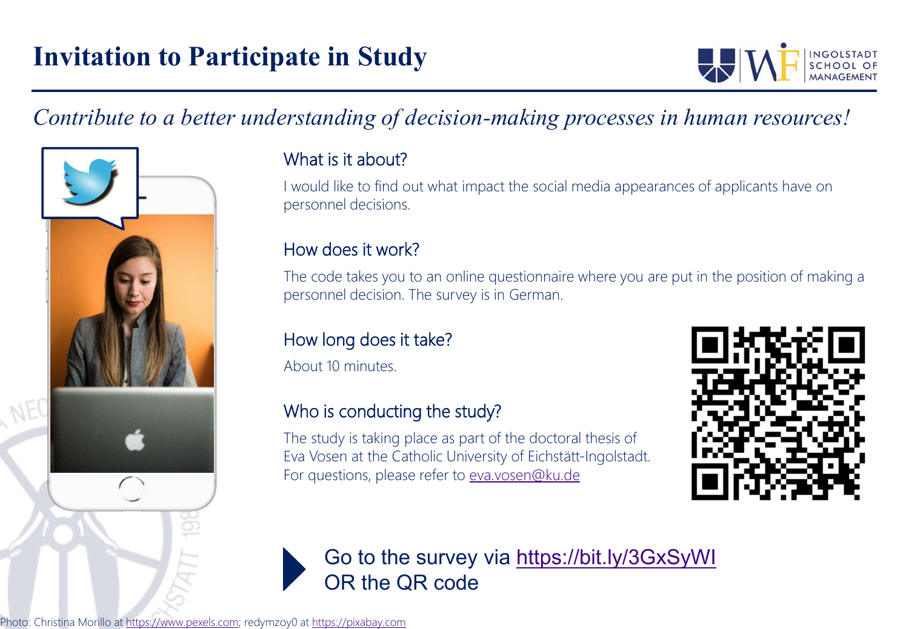# Invitation to Participate in Study

INGOLSTADT SCHOOL OF MANAGEMENT

*Contribute to a better understanding of decision-making processes in human resources!*

## What is it about?

I would like to find out what impact the social media appearances of applicants have on personnel decisions.

## How does it work?

The code takes you to an online questionnaire where you are put in the position of making a personnel decision. The survey is in German.

## How long does it take?

About 10 minutes.

## Who is conducting the study?

The study is taking place as part of the doctoral thesis of Eva Vosen at the Catholic University of Eichstätt-Ingolstadt. For questions, please refer to eva.vosen@ku.de

Go to the survey via https://bit.ly/3GxSyWI
OR the QR code

Photo: Christina Morillo at https://www.pexels.com; redymzoy0 at https://pixabay.com